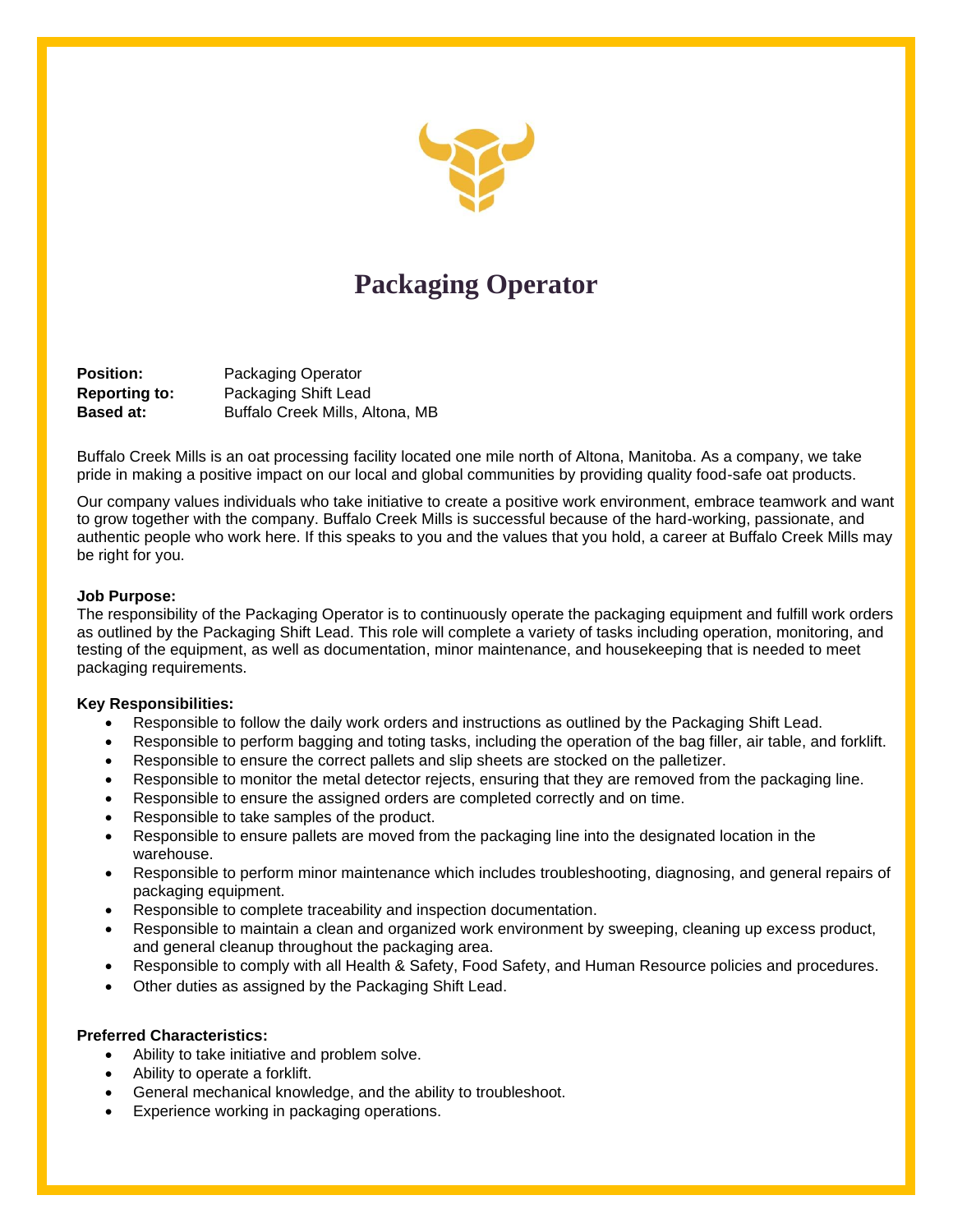# Packaging Operator

**Position:** Packaging Operator
**Reporting to:** Packaging Shift Lead
**Based at:** Buffalo Creek Mills, Altona, MB

Buffalo Creek Mills is an oat processing facility located one mile north of Altona, Manitoba. As a company, we take pride in making a positive impact on our local and global communities by providing quality food-safe oat products.

Our company values individuals who take initiative to create a positive work environment, embrace teamwork and want to grow together with the company. Buffalo Creek Mills is successful because of the hard-working, passionate, and authentic people who work here. If this speaks to you and the values that you hold, a career at Buffalo Creek Mills may be right for you.

**Job Purpose:**
The responsibility of the Packaging Operator is to continuously operate the packaging equipment and fulfill work orders as outlined by the Packaging Shift Lead. This role will complete a variety of tasks including operation, monitoring, and testing of the equipment, as well as documentation, minor maintenance, and housekeeping that is needed to meet packaging requirements.

**Key Responsibilities:**

- Responsible to follow the daily work orders and instructions as outlined by the Packaging Shift Lead.
- Responsible to perform bagging and toting tasks, including the operation of the bag filler, air table, and forklift.
- Responsible to ensure the correct pallets and slip sheets are stocked on the palletizer.
- Responsible to monitor the metal detector rejects, ensuring that they are removed from the packaging line.
- Responsible to ensure the assigned orders are completed correctly and on time.
- Responsible to take samples of the product.
- Responsible to ensure pallets are moved from the packaging line into the designated location in the warehouse.
- Responsible to perform minor maintenance which includes troubleshooting, diagnosing, and general repairs of packaging equipment.
- Responsible to complete traceability and inspection documentation.
- Responsible to maintain a clean and organized work environment by sweeping, cleaning up excess product, and general cleanup throughout the packaging area.
- Responsible to comply with all Health & Safety, Food Safety, and Human Resource policies and procedures.
- Other duties as assigned by the Packaging Shift Lead.

**Preferred Characteristics:**

- Ability to take initiative and problem solve.
- Ability to operate a forklift.
- General mechanical knowledge, and the ability to troubleshoot.
- Experience working in packaging operations.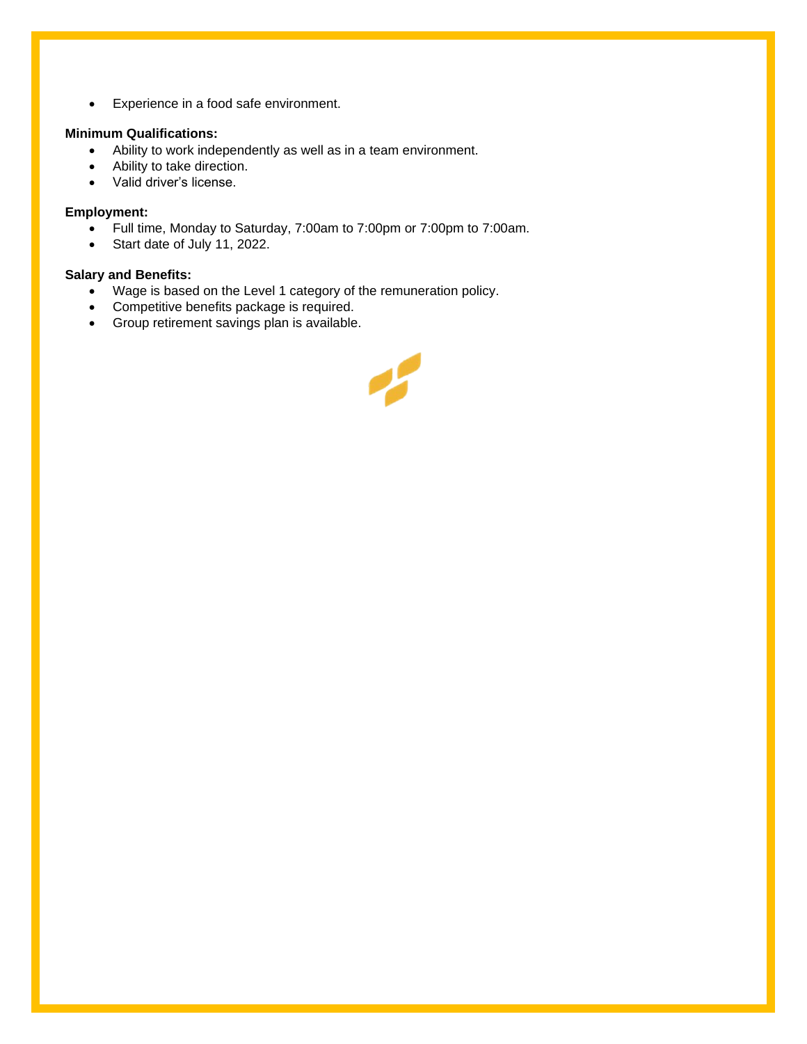- Experience in a food safe environment.

**Minimum Qualifications:**

- Ability to work independently as well as in a team environment.
- Ability to take direction.
- Valid driver's license.

**Employment:**

- Full time, Monday to Saturday, 7:00am to 7:00pm or 7:00pm to 7:00am.
- Start date of July 11, 2022.

**Salary and Benefits:**

- Wage is based on the Level 1 category of the remuneration policy.
- Competitive benefits package is required.
- Group retirement savings plan is available.